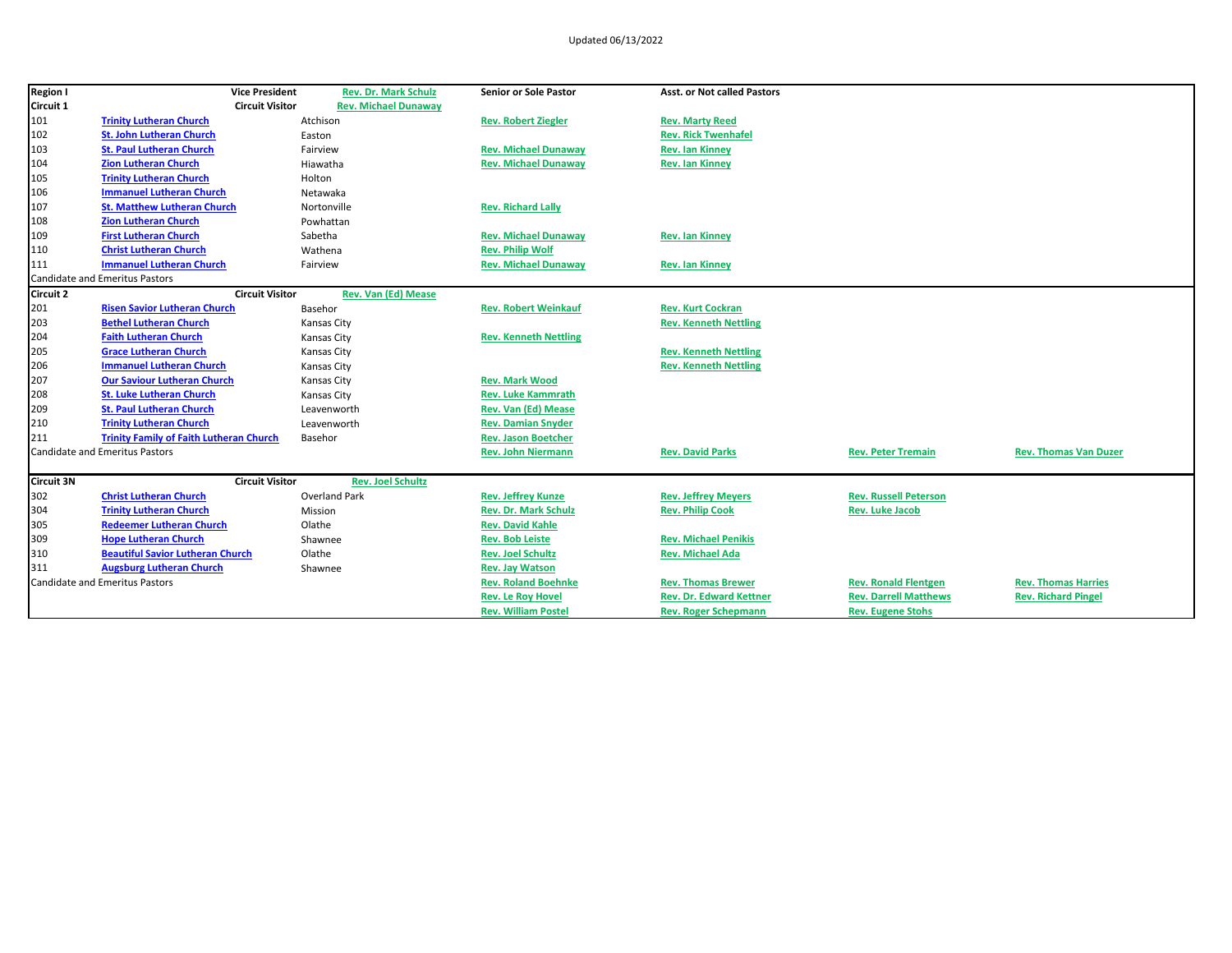Updated 06/13/2022

| Region I | | Vice President | Rev. Dr. Mark Schulz | Senior or Sole Pastor | Asst. or Not called Pastors | | |
|---|---|---|---|---|---|---|---|
| Circuit 1 | | Circuit Visitor | Rev. Michael Dunaway | | | | |
| 101 | Trinity Lutheran Church | Atchison | | Rev. Robert Ziegler | Rev. Marty Reed | | |
| 102 | St. John Lutheran Church | Easton | | | Rev. Rick Twenhafel | | |
| 103 | St. Paul Lutheran Church | Fairview | | Rev. Michael Dunaway | Rev. Ian Kinney | | |
| 104 | Zion Lutheran Church | Hiawatha | | Rev. Michael Dunaway | Rev. Ian Kinney | | |
| 105 | Trinity Lutheran Church | Holton | | | | | |
| 106 | Immanuel Lutheran Church | Netawaka | | | | | |
| 107 | St. Matthew Lutheran Church | Nortonville | | Rev. Richard Lally | | | |
| 108 | Zion Lutheran Church | Powhattan | | | | | |
| 109 | First Lutheran Church | Sabetha | | Rev. Michael Dunaway | Rev. Ian Kinney | | |
| 110 | Christ Lutheran Church | Wathena | | Rev. Philip Wolf | | | |
| 111 | Immanuel Lutheran Church | Fairview | | Rev. Michael Dunaway | Rev. Ian Kinney | | |
| Candidate and Emeritus Pastors | | | | | | | |
| Circuit 2 | | Circuit Visitor | Rev. Van (Ed) Mease | | | | |
| 201 | Risen Savior Lutheran Church | Basehor | | Rev. Robert Weinkauf | Rev. Kurt Cockran | | |
| 203 | Bethel Lutheran Church | Kansas City | | | Rev. Kenneth Nettling | | |
| 204 | Faith Lutheran Church | Kansas City | | Rev. Kenneth Nettling | | | |
| 205 | Grace Lutheran Church | Kansas City | | | Rev. Kenneth Nettling | | |
| 206 | Immanuel Lutheran Church | Kansas City | | | Rev. Kenneth Nettling | | |
| 207 | Our Saviour Lutheran Church | Kansas City | | Rev. Mark Wood | | | |
| 208 | St. Luke Lutheran Church | Kansas City | | Rev. Luke Kammrath | | | |
| 209 | St. Paul Lutheran Church | Leavenworth | | Rev. Van (Ed) Mease | | | |
| 210 | Trinity Lutheran Church | Leavenworth | | Rev. Damian Snyder | | | |
| 211 | Trinity Family of Faith Lutheran Church | Basehor | | Rev. Jason Boetcher | | | |
| Candidate and Emeritus Pastors | | | | Rev. John Niermann | Rev. David Parks | Rev. Peter Tremain | Rev. Thomas Van Duzer |
| Circuit 3N | | Circuit Visitor | Rev. Joel Schultz | | | | |
| 302 | Christ Lutheran Church | Overland Park | | Rev. Jeffrey Kunze | Rev. Jeffrey Meyers | Rev. Russell Peterson | |
| 304 | Trinity Lutheran Church | Mission | | Rev. Dr. Mark Schulz | Rev. Philip Cook | Rev. Luke Jacob | |
| 305 | Redeemer Lutheran Church | Olathe | | Rev. David Kahle | | | |
| 309 | Hope Lutheran Church | Shawnee | | Rev. Bob Leiste | Rev. Michael Penikis | | |
| 310 | Beautiful Savior Lutheran Church | Olathe | | Rev. Joel Schultz | Rev. Michael Ada | | |
| 311 | Augsburg Lutheran Church | Shawnee | | Rev. Jay Watson | | | |
| Candidate and Emeritus Pastors | | | | Rev. Roland Boehnke | Rev. Thomas Brewer | Rev. Ronald Flentgen | Rev. Thomas Harries |
| | | | | Rev. Le Roy Hovel | Rev. Dr. Edward Kettner | Rev. Darrell Matthews | Rev. Richard Pingel |
| | | | | Rev. William Postel | Rev. Roger Schepmann | Rev. Eugene Stohs | |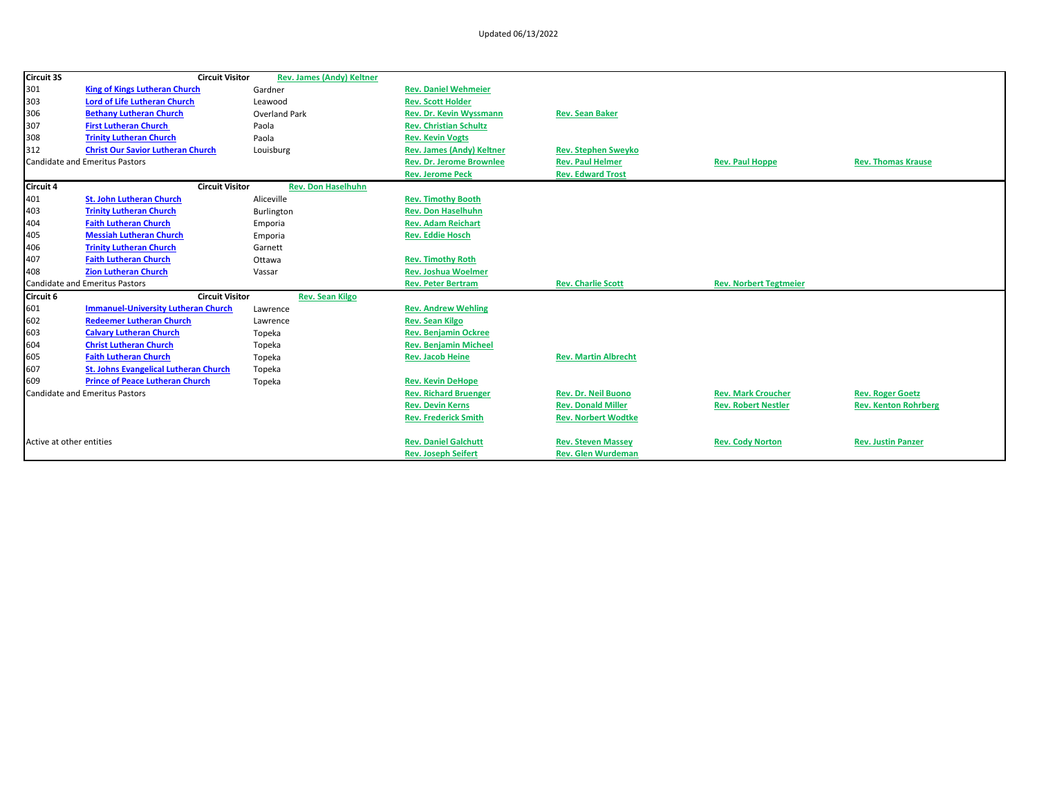Updated 06/13/2022

| Circuit 3S | | Circuit Visitor | Rev. James (Andy) Keltner | | | |
|---|---|---|---|---|---|---|
| 301 | King of Kings Lutheran Church | Gardner | Rev. Daniel Wehmeier | | | |
| 303 | Lord of Life Lutheran Church | Leawood | Rev. Scott Holder | | | |
| 306 | Bethany Lutheran Church | Overland Park | Rev. Dr. Kevin Wyssmann | Rev. Sean Baker | | |
| 307 | First Lutheran Church | Paola | Rev. Christian Schultz | | | |
| 308 | Trinity Lutheran Church | Paola | Rev. Kevin Vogts | | | |
| 312 | Christ Our Savior Lutheran Church | Louisburg | Rev. James (Andy) Keltner | Rev. Stephen Sweyko | | |
| Candidate and Emeritus Pastors | | | Rev. Dr. Jerome Brownlee | Rev. Paul Helmer | Rev. Paul Hoppe | Rev. Thomas Krause |
| | | | Rev. Jerome Peck | Rev. Edward Trost | | |
| **Circuit 4** | | **Circuit Visitor** | **Rev. Don Haselhuhn** | | | |
| 401 | St. John Lutheran Church | Aliceville | Rev. Timothy Booth | | | |
| 403 | Trinity Lutheran Church | Burlington | Rev. Don Haselhuhn | | | |
| 404 | Faith Lutheran Church | Emporia | Rev. Adam Reichart | | | |
| 405 | Messiah Lutheran Church | Emporia | Rev. Eddie Hosch | | | |
| 406 | Trinity Lutheran Church | Garnett | | | | |
| 407 | Faith Lutheran Church | Ottawa | Rev. Timothy Roth | | | |
| 408 | Zion Lutheran Church | Vassar | Rev. Joshua Woelmer | | | |
| Candidate and Emeritus Pastors | | | Rev. Peter Bertram | Rev. Charlie Scott | Rev. Norbert Tegtmeier | |
| **Circuit 6** | | **Circuit Visitor** | **Rev. Sean Kilgo** | | | |
| 601 | Immanuel-University Lutheran Church | Lawrence | Rev. Andrew Wehling | | | |
| 602 | Redeemer Lutheran Church | Lawrence | Rev. Sean Kilgo | | | |
| 603 | Calvary Lutheran Church | Topeka | Rev. Benjamin Ockree | | | |
| 604 | Christ Lutheran Church | Topeka | Rev. Benjamin Micheel | | | |
| 605 | Faith Lutheran Church | Topeka | Rev. Jacob Heine | Rev. Martin Albrecht | | |
| 607 | St. Johns Evangelical Lutheran Church | Topeka | | | | |
| 609 | Prince of Peace Lutheran Church | Topeka | Rev. Kevin DeHope | | | |
| Candidate and Emeritus Pastors | | | Rev. Richard Bruenger | Rev. Dr. Neil Buono | Rev. Mark Croucher | Rev. Roger Goetz |
| | | | Rev. Devin Kerns | Rev. Donald Miller | Rev. Robert Nestler | Rev. Kenton Rohrberg |
| | | | Rev. Frederick Smith | Rev. Norbert Wodtke | | |
| Active at other entities | | | Rev. Daniel Galchutt | Rev. Steven Massey | Rev. Cody Norton | Rev. Justin Panzer |
| | | | Rev. Joseph Seifert | Rev. Glen Wurdeman | | |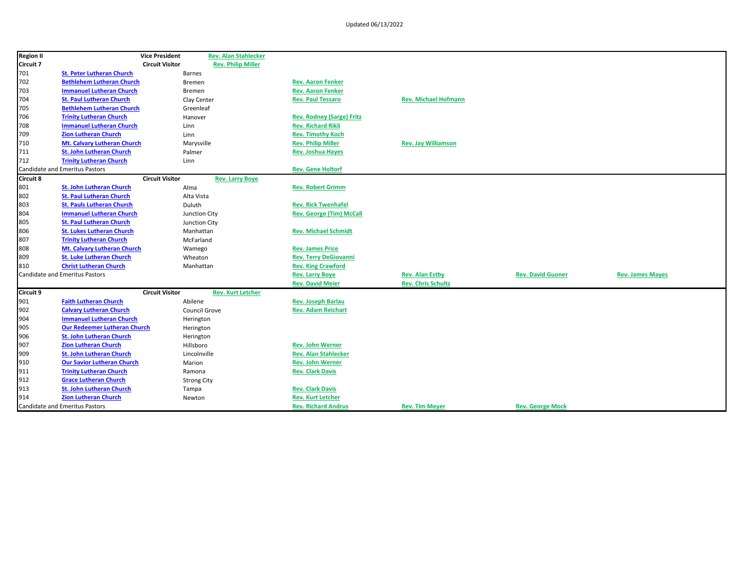Updated 06/13/2022

| **Region II** | | **Vice President** | **Rev. Alan Stahlecker** | | | |
|---|---|---|---|---|---|---|
| **Circuit 7** | | **Circuit Visitor** | **Rev. Philip Miller** | | | |
| 701 | **St. Peter Lutheran Church** | Barnes | | | | |
| 702 | **Bethlehem Lutheran Church** | Bremen | **Rev. Aaron Fenker** | | | |
| 703 | **Immanuel Lutheran Church** | Bremen | **Rev. Aaron Fenker** | | | |
| 704 | **St. Paul Lutheran Church** | Clay Center | **Rev. Paul Tessaro** | **Rev. Michael Hofmann** | | |
| 705 | **Bethlehem Lutheran Church** | Greenleaf | | | | |
| 706 | **Trinity Lutheran Church** | Hanover | **Rev. Rodney (Sarge) Fritz** | | | |
| 708 | **Immanuel Lutheran Church** | Linn | **Rev. Richard Rikli** | | | |
| 709 | **Zion Lutheran Church** | Linn | **Rev. Timothy Koch** | | | |
| 710 | **Mt. Calvary Lutheran Church** | Marysville | **Rev. Philip Miller** | **Rev. Jay Williamson** | | |
| 711 | **St. John Lutheran Church** | Palmer | **Rev. Joshua Hayes** | | | |
| 712 | **Trinity Lutheran Church** | Linn | | | | |
| Candidate and Emeritus Pastors | | | **Rev. Gene Holtorf** | | | |
| **Circuit 8** | | **Circuit Visitor** | **Rev. Larry Boye** | | | |
| 801 | **St. John Lutheran Church** | Alma | **Rev. Robert Grimm** | | | |
| 802 | **St. Paul Lutheran Church** | Alta Vista | | | | |
| 803 | **St. Pauls Lutheran Church** | Duluth | **Rev. Rick Twenhafel** | | | |
| 804 | **Immanuel Lutheran Church** | Junction City | **Rev. George (Tim) McCall** | | | |
| 805 | **St. Paul Lutheran Church** | Junction City | | | | |
| 806 | **St. Lukes Lutheran Church** | Manhattan | **Rev. Michael Schmidt** | | | |
| 807 | **Trinity Lutheran Church** | McFarland | | | | |
| 808 | **Mt. Calvary Lutheran Church** | Wamego | **Rev. James Price** | | | |
| 809 | **St. Luke Lutheran Church** | Wheaton | **Rev. Terry DeGiovanni** | | | |
| 810 | **Christ Lutheran Church** | Manhattan | **Rev. King Crawford** | | | |
| Candidate and Emeritus Pastors | | | **Rev. Larry Boye** | **Rev. Alan Estby** | **Rev. David Guoner** | **Rev. James Mayes** |
| | | | **Rev. David Meier** | **Rev. Chris Schultz** | | |
| **Circuit 9** | | **Circuit Visitor** | **Rev. Kurt Letcher** | | | |
| 901 | **Faith Lutheran Church** | Abilene | **Rev. Joseph Barlau** | | | |
| 902 | **Calvary Lutheran Church** | Council Grove | **Rev. Adam Reichart** | | | |
| 904 | **Immanuel Lutheran Church** | Herington | | | | |
| 905 | **Our Redeemer Lutheran Church** | Herington | | | | |
| 906 | **St. John Lutheran Church** | Herington | | | | |
| 907 | **Zion Lutheran Church** | Hillsboro | **Rev. John Werner** | | | |
| 909 | **St. John Lutheran Church** | Lincolnville | **Rev. Alan Stahlecker** | | | |
| 910 | **Our Savior Lutheran Church** | Marion | **Rev. John Werner** | | | |
| 911 | **Trinity Lutheran Church** | Ramona | **Rev. Clark Davis** | | | |
| 912 | **Grace Lutheran Church** | Strong City | | | | |
| 913 | **St. John Lutheran Church** | Tampa | **Rev. Clark Davis** | | | |
| 914 | **Zion Lutheran Church** | Newton | **Rev. Kurt Letcher** | | | |
| Candidate and Emeritus Pastors | | | **Rev. Richard Andrus** | **Rev. Tim Meyer** | **Rev. George Mock** | |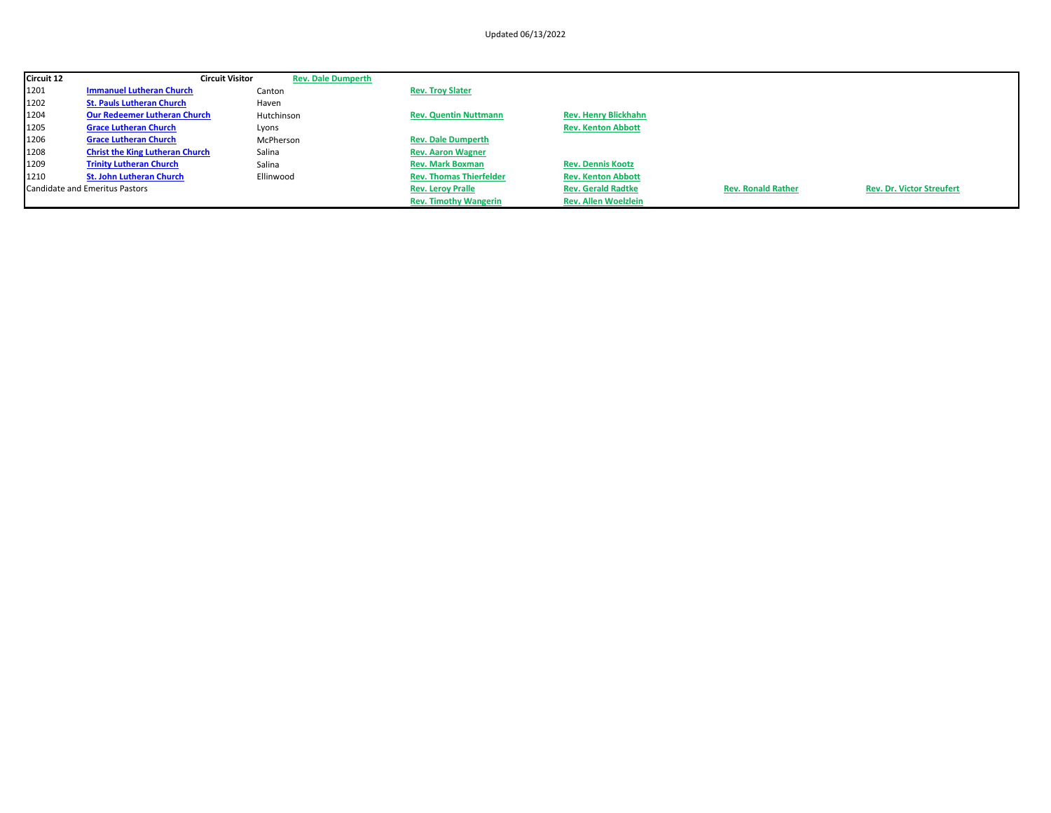Updated 06/13/2022

| Circuit 12 | | Circuit Visitor | Rev. Dale Dumperth | | | |
|---|---|---|---|---|---|---|
| 1201 | Immanuel Lutheran Church | Canton | | Rev. Troy Slater | | |
| 1202 | St. Pauls Lutheran Church | Haven | | | | |
| 1204 | Our Redeemer Lutheran Church | Hutchinson | | Rev. Quentin Nuttmann | Rev. Henry Blickhahn | |
| 1205 | Grace Lutheran Church | Lyons | | | Rev. Kenton Abbott | |
| 1206 | Grace Lutheran Church | McPherson | | Rev. Dale Dumperth | | |
| 1208 | Christ the King Lutheran Church | Salina | | Rev. Aaron Wagner | | |
| 1209 | Trinity Lutheran Church | Salina | | Rev. Mark Boxman | Rev. Dennis Kootz | |
| 1210 | St. John Lutheran Church | Ellinwood | | Rev. Thomas Thierfelder | Rev. Kenton Abbott | |
| Candidate and Emeritus Pastors | | | | Rev. Leroy Pralle | Rev. Gerald Radtke | Rev. Ronald Rather | Rev. Dr. Victor Streufert |
| | | | | Rev. Timothy Wangerin | Rev. Allen Woelzlein | | |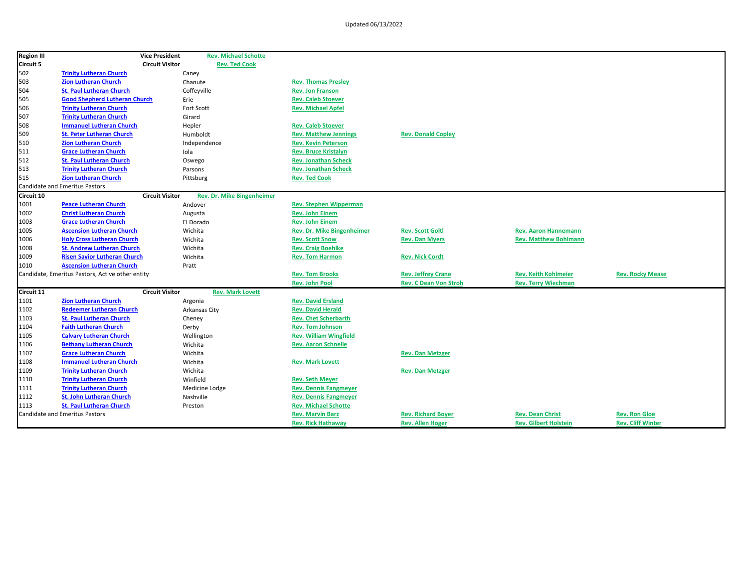Updated 06/13/2022

| Region III | | Vice President | Rev. Michael Schotte | | | |
|---|---|---|---|---|---|---|
| **Circuit 5** | | **Circuit Visitor** | **Rev. Ted Cook** | | | |
| 502 | Trinity Lutheran Church | Caney | | | | |
| 503 | Zion Lutheran Church | Chanute | Rev. Thomas Presley | | | |
| 504 | St. Paul Lutheran Church | Coffeyville | Rev. Jon Franson | | | |
| 505 | Good Shepherd Lutheran Church | Erie | Rev. Caleb Stoever | | | |
| 506 | Trinity Lutheran Church | Fort Scott | Rev. Michael Apfel | | | |
| 507 | Trinity Lutheran Church | Girard | | | | |
| 508 | Immanuel Lutheran Church | Hepler | Rev. Caleb Stoever | | | |
| 509 | St. Peter Lutheran Church | Humboldt | Rev. Matthew Jennings | Rev. Donald Copley | | |
| 510 | Zion Lutheran Church | Independence | Rev. Kevin Peterson | | | |
| 511 | Grace Lutheran Church | Iola | Rev. Bruce Kristalyn | | | |
| 512 | St. Paul Lutheran Church | Oswego | Rev. Jonathan Scheck | | | |
| 513 | Trinity Lutheran Church | Parsons | Rev. Jonathan Scheck | | | |
| 515 | Zion Lutheran Church | Pittsburg | Rev. Ted Cook | | | |
| Candidate and Emeritus Pastors | | | | | | |
| **Circuit 10** | | **Circuit Visitor** | **Rev. Dr. Mike Bingenheimer** | | | |
| 1001 | Peace Lutheran Church | Andover | Rev. Stephen Wipperman | | | |
| 1002 | Christ Lutheran Church | Augusta | Rev. John Einem | | | |
| 1003 | Grace Lutheran Church | El Dorado | Rev. John Einem | | | |
| 1005 | Ascension Lutheran Church | Wichita | Rev. Dr. Mike Bingenheimer | Rev. Scott Goltl | Rev. Aaron Hannemann | |
| 1006 | Holy Cross Lutheran Church | Wichita | Rev. Scott Snow | Rev. Dan Myers | Rev. Matthew Bohlmann | |
| 1008 | St. Andrew Lutheran Church | Wichita | Rev. Craig Boehlke | | | |
| 1009 | Risen Savior Lutheran Church | Wichita | Rev. Tom Harmon | Rev. Nick Cordt | | |
| 1010 | Ascension Lutheran Church | Pratt | | | | |
| Candidate, Emeritus Pastors, Active other entity | | | Rev. Tom Brooks | Rev. Jeffrey Crane | Rev. Keith Kohlmeier | Rev. Rocky Mease |
| | | | Rev. John Pool | Rev. C Dean Von Stroh | Rev. Terry Wiechman | |
| **Circuit 11** | | **Circuit Visitor** | **Rev. Mark Lovett** | | | |
| 1101 | Zion Lutheran Church | Argonia | Rev. David Ersland | | | |
| 1102 | Redeemer Lutheran Church | Arkansas City | Rev. David Herald | | | |
| 1103 | St. Paul Lutheran Church | Cheney | Rev. Chet Scherbarth | | | |
| 1104 | Faith Lutheran Church | Derby | Rev. Tom Johnson | | | |
| 1105 | Calvary Lutheran Church | Wellington | Rev. William Wingfield | | | |
| 1106 | Bethany Lutheran Church | Wichita | Rev. Aaron Schnelle | | | |
| 1107 | Grace Lutheran Church | Wichita | | Rev. Dan Metzger | | |
| 1108 | Immanuel Lutheran Church | Wichita | Rev. Mark Lovett | | | |
| 1109 | Trinity Lutheran Church | Wichita | | Rev. Dan Metzger | | |
| 1110 | Trinity Lutheran Church | Winfield | Rev. Seth Meyer | | | |
| 1111 | Trinity Lutheran Church | Medicine Lodge | Rev. Dennis Fangmeyer | | | |
| 1112 | St. John Lutheran Church | Nashville | Rev. Dennis Fangmeyer | | | |
| 1113 | St. Paul Lutheran Church | Preston | Rev. Michael Schotte | | | |
| Candidate and Emeritus Pastors | | | Rev. Marvin Barz | Rev. Richard Boyer | Rev. Dean Christ | Rev. Ron Gloe |
| | | | Rev. Rick Hathaway | Rev. Allen Hoger | Rev. Gilbert Holstein | Rev. Cliff Winter |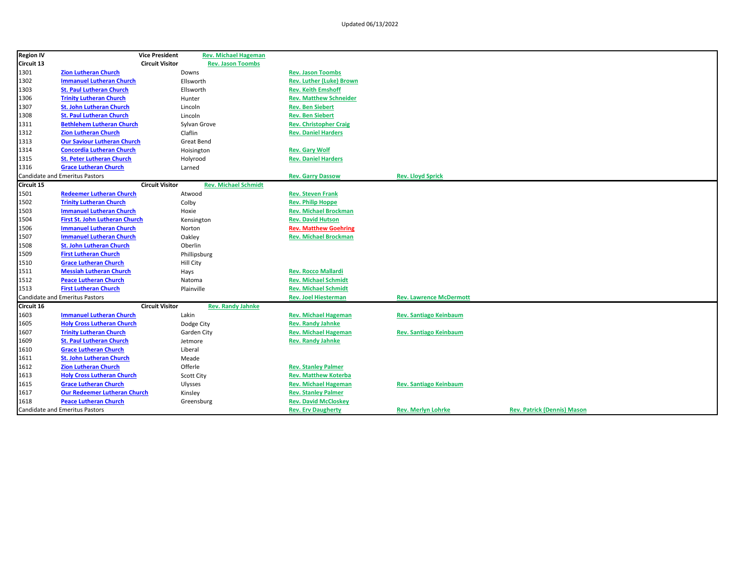Updated 06/13/2022

| | | | | | |
|---|---|---|---|---|---|
| **Region IV** | | **Vice President** | **Rev. Michael Hageman** | | |
| **Circuit 13** | | **Circuit Visitor** | **Rev. Jason Toombs** | | |
| 1301 | **Zion Lutheran Church** | Downs | **Rev. Jason Toombs** | | |
| 1302 | **Immanuel Lutheran Church** | Ellsworth | **Rev. Luther (Luke) Brown** | | |
| 1303 | **St. Paul Lutheran Church** | Ellsworth | **Rev. Keith Emshoff** | | |
| 1306 | **Trinity Lutheran Church** | Hunter | **Rev. Matthew Schneider** | | |
| 1307 | **St. John Lutheran Church** | Lincoln | **Rev. Ben Siebert** | | |
| 1308 | **St. Paul Lutheran Church** | Lincoln | **Rev. Ben Siebert** | | |
| 1311 | **Bethlehem Lutheran Church** | Sylvan Grove | **Rev. Christopher Craig** | | |
| 1312 | **Zion Lutheran Church** | Claflin | **Rev. Daniel Harders** | | |
| 1313 | **Our Saviour Lutheran Church** | Great Bend | | | |
| 1314 | **Concordia Lutheran Church** | Hoisington | **Rev. Gary Wolf** | | |
| 1315 | **St. Peter Lutheran Church** | Holyrood | **Rev. Daniel Harders** | | |
| 1316 | **Grace Lutheran Church** | Larned | | | |
| Candidate and Emeritus Pastors | | | **Rev. Garry Dassow** | **Rev. Lloyd Sprick** | |
| **Circuit 15** | | **Circuit Visitor** | **Rev. Michael Schmidt** | | |
| 1501 | **Redeemer Lutheran Church** | Atwood | **Rev. Steven Frank** | | |
| 1502 | **Trinity Lutheran Church** | Colby | **Rev. Philip Hoppe** | | |
| 1503 | **Immanuel Lutheran Church** | Hoxie | **Rev. Michael Brockman** | | |
| 1504 | **First St. John Lutheran Church** | Kensington | **Rev. David Hutson** | | |
| 1506 | **Immanuel Lutheran Church** | Norton | **Rev. Matthew Goehring** | | |
| 1507 | **Immanuel Lutheran Church** | Oakley | **Rev. Michael Brockman** | | |
| 1508 | **St. John Lutheran Church** | Oberlin | | | |
| 1509 | **First Lutheran Church** | Phillipsburg | | | |
| 1510 | **Grace Lutheran Church** | Hill City | | | |
| 1511 | **Messiah Lutheran Church** | Hays | **Rev. Rocco Mallardi** | | |
| 1512 | **Peace Lutheran Church** | Natoma | **Rev. Michael Schmidt** | | |
| 1513 | **First Lutheran Church** | Plainville | **Rev. Michael Schmidt** | | |
| Candidate and Emeritus Pastors | | | **Rev. Joel Hiesterman** | **Rev. Lawrence McDermott** | |
| **Circuit 16** | | **Circuit Visitor** | **Rev. Randy Jahnke** | | |
| 1603 | **Immanuel Lutheran Church** | Lakin | **Rev. Michael Hageman** | **Rev. Santiago Keinbaum** | |
| 1605 | **Holy Cross Lutheran Church** | Dodge City | **Rev. Randy Jahnke** | | |
| 1607 | **Trinity Lutheran Church** | Garden City | **Rev. Michael Hageman** | **Rev. Santiago Keinbaum** | |
| 1609 | **St. Paul Lutheran Church** | Jetmore | **Rev. Randy Jahnke** | | |
| 1610 | **Grace Lutheran Church** | Liberal | | | |
| 1611 | **St. John Lutheran Church** | Meade | | | |
| 1612 | **Zion Lutheran Church** | Offerle | **Rev. Stanley Palmer** | | |
| 1613 | **Holy Cross Lutheran Church** | Scott City | **Rev. Matthew Koterba** | | |
| 1615 | **Grace Lutheran Church** | Ulysses | **Rev. Michael Hageman** | **Rev. Santiago Keinbaum** | |
| 1617 | **Our Redeemer Lutheran Church** | Kinsley | **Rev. Stanley Palmer** | | |
| 1618 | **Peace Lutheran Church** | Greensburg | **Rev. David McCloskey** | | |
| Candidate and Emeritus Pastors | | | **Rev. Erv Daugherty** | **Rev. Merlyn Lohrke** | **Rev. Patrick (Dennis) Mason** |